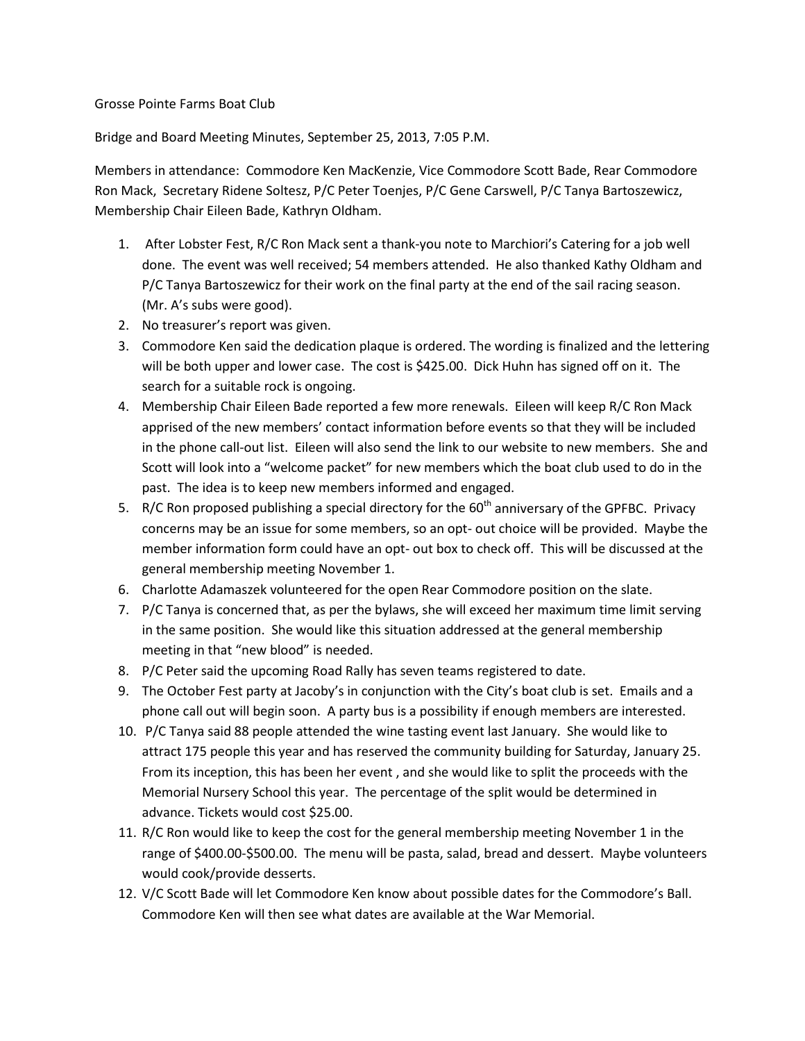Grosse Pointe Farms Boat Club

Bridge and Board Meeting Minutes, September 25, 2013, 7:05 P.M.

Members in attendance: Commodore Ken MacKenzie, Vice Commodore Scott Bade, Rear Commodore Ron Mack, Secretary Ridene Soltesz, P/C Peter Toenjes, P/C Gene Carswell, P/C Tanya Bartoszewicz, Membership Chair Eileen Bade, Kathryn Oldham.

1. After Lobster Fest, R/C Ron Mack sent a thank-you note to Marchiori's Catering for a job well done. The event was well received; 54 members attended. He also thanked Kathy Oldham and P/C Tanya Bartoszewicz for their work on the final party at the end of the sail racing season. (Mr. A's subs were good).
2. No treasurer's report was given.
3. Commodore Ken said the dedication plaque is ordered. The wording is finalized and the lettering will be both upper and lower case. The cost is $425.00. Dick Huhn has signed off on it. The search for a suitable rock is ongoing.
4. Membership Chair Eileen Bade reported a few more renewals. Eileen will keep R/C Ron Mack apprised of the new members' contact information before events so that they will be included in the phone call-out list. Eileen will also send the link to our website to new members. She and Scott will look into a "welcome packet" for new members which the boat club used to do in the past. The idea is to keep new members informed and engaged.
5. R/C Ron proposed publishing a special directory for the 60th anniversary of the GPFBC. Privacy concerns may be an issue for some members, so an opt- out choice will be provided. Maybe the member information form could have an opt- out box to check off. This will be discussed at the general membership meeting November 1.
6. Charlotte Adamaszek volunteered for the open Rear Commodore position on the slate.
7. P/C Tanya is concerned that, as per the bylaws, she will exceed her maximum time limit serving in the same position. She would like this situation addressed at the general membership meeting in that "new blood" is needed.
8. P/C Peter said the upcoming Road Rally has seven teams registered to date.
9. The October Fest party at Jacoby's in conjunction with the City's boat club is set. Emails and a phone call out will begin soon. A party bus is a possibility if enough members are interested.
10. P/C Tanya said 88 people attended the wine tasting event last January. She would like to attract 175 people this year and has reserved the community building for Saturday, January 25. From its inception, this has been her event , and she would like to split the proceeds with the Memorial Nursery School this year. The percentage of the split would be determined in advance. Tickets would cost $25.00.
11. R/C Ron would like to keep the cost for the general membership meeting November 1 in the range of $400.00-$500.00. The menu will be pasta, salad, bread and dessert. Maybe volunteers would cook/provide desserts.
12. V/C Scott Bade will let Commodore Ken know about possible dates for the Commodore's Ball. Commodore Ken will then see what dates are available at the War Memorial.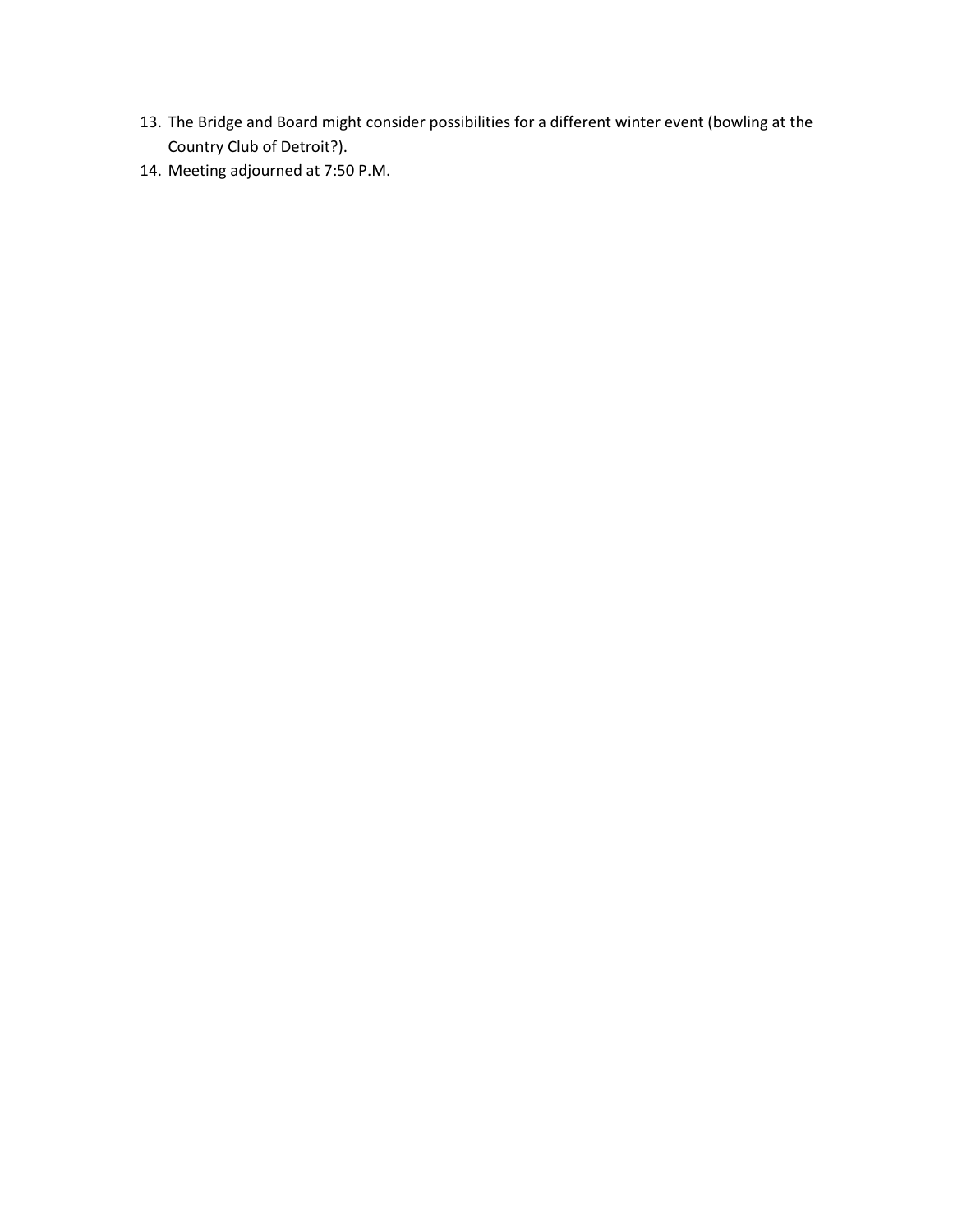13. The Bridge and Board might consider possibilities for a different winter event (bowling at the Country Club of Detroit?).
14. Meeting adjourned at 7:50 P.M.